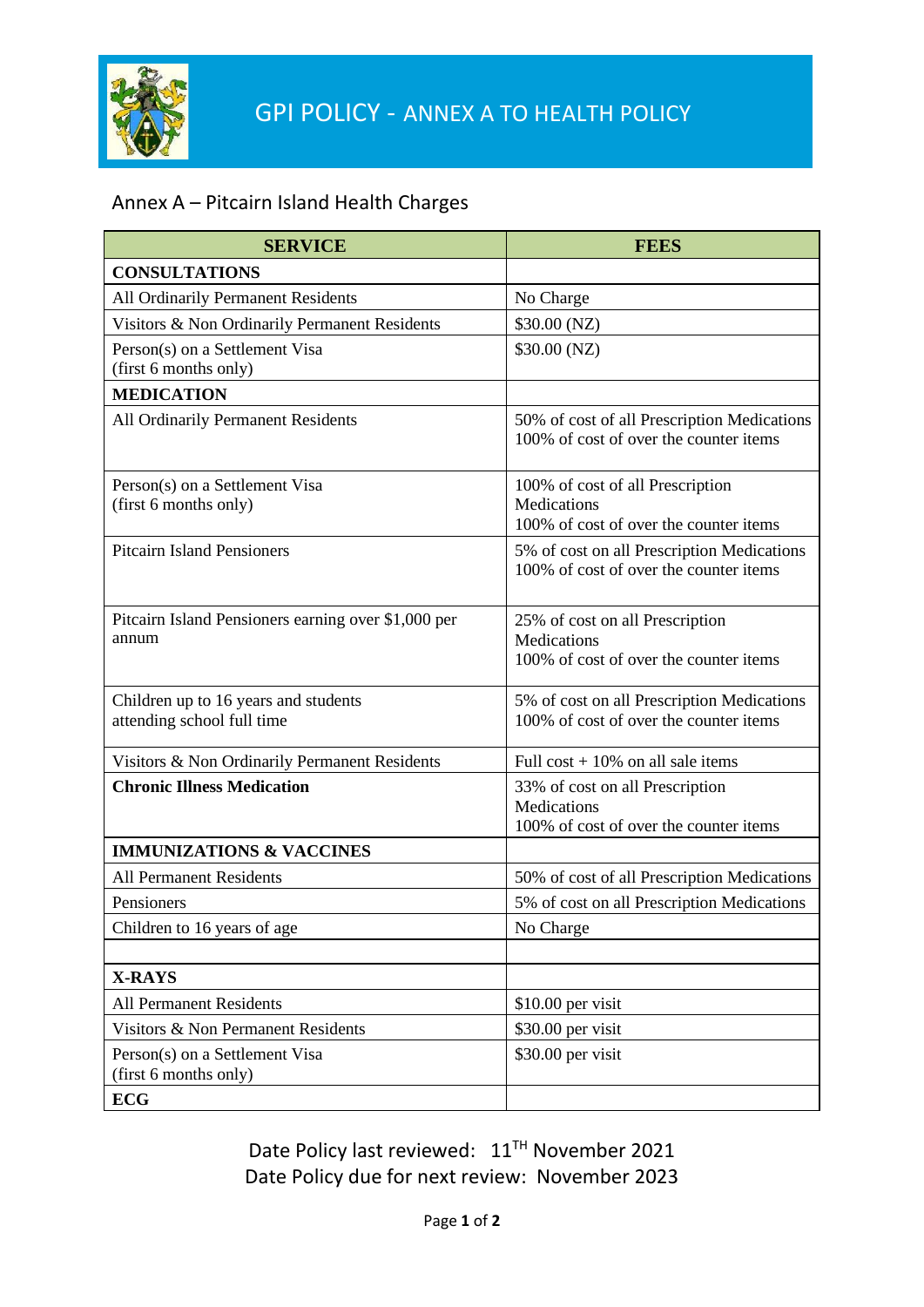# GPI POLICY - ANNEX A TO HEALTH POLICY

## Annex A – Pitcairn Island Health Charges

| SERVICE | FEES |
|---|---|
| **CONSULTATIONS** | |
| All Ordinarily Permanent Residents | No Charge |
| Visitors & Non Ordinarily Permanent Residents | $30.00 (NZ) |
| Person(s) on a Settlement Visa (first 6 months only) | $30.00 (NZ) |
| **MEDICATION** | |
| All Ordinarily Permanent Residents | 50% of cost of all Prescription Medications<br>100% of cost of over the counter items |
| Person(s) on a Settlement Visa (first 6 months only) | 100% of cost of all Prescription Medications<br>100% of cost of over the counter items |
| Pitcairn Island Pensioners | 5% of cost on all Prescription Medications<br>100% of cost of over the counter items |
| Pitcairn Island Pensioners earning over $1,000 per annum | 25% of cost on all Prescription Medications<br>100% of cost of over the counter items |
| Children up to 16 years and students attending school full time | 5% of cost on all Prescription Medications<br>100% of cost of over the counter items |
| Visitors & Non Ordinarily Permanent Residents | Full cost + 10% on all sale items |
| **Chronic Illness Medication** | 33% of cost on all Prescription Medications<br>100% of cost of over the counter items |
| **IMMUNIZATIONS & VACCINES** | |
| All Permanent Residents | 50% of cost of all Prescription Medications |
| Pensioners | 5% of cost on all Prescription Medications |
| Children to 16 years of age | No Charge |
| | |
| **X-RAYS** | |
| All Permanent Residents | $10.00 per visit |
| Visitors & Non Permanent Residents | $30.00 per visit |
| Person(s) on a Settlement Visa (first 6 months only) | $30.00 per visit |
| **ECG** | |

Date Policy last reviewed: 11TH November 2021
Date Policy due for next review: November 2023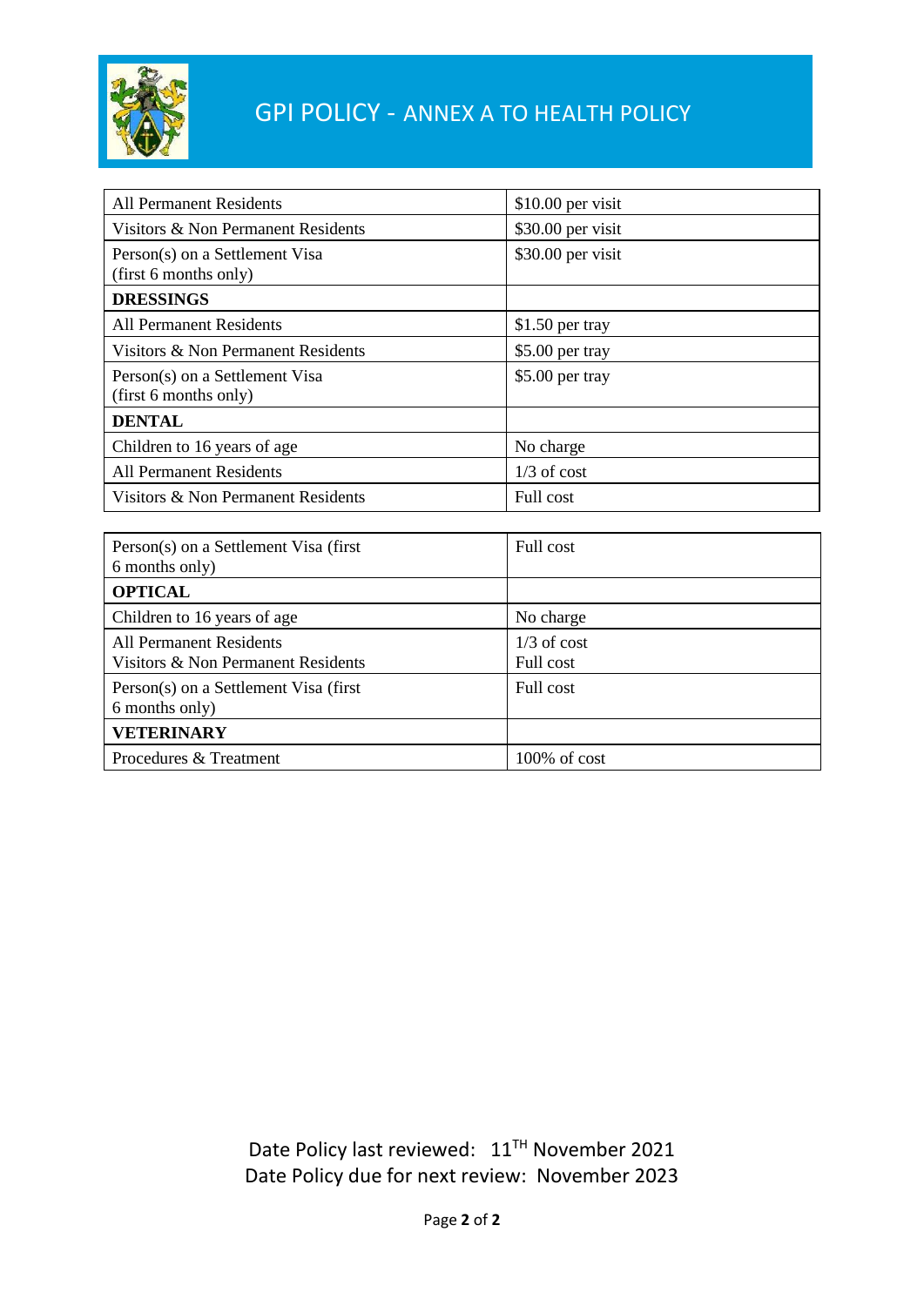# GPI POLICY - ANNEX A TO HEALTH POLICY

| | |
|---|---|
| All Permanent Residents | $10.00 per visit |
| Visitors & Non Permanent Residents | $30.00 per visit |
| Person(s) on a Settlement Visa (first 6 months only) | $30.00 per visit |
| **DRESSINGS** | |
| All Permanent Residents | $1.50 per tray |
| Visitors & Non Permanent Residents | $5.00 per tray |
| Person(s) on a Settlement Visa (first 6 months only) | $5.00 per tray |
| **DENTAL** | |
| Children to 16 years of age | No charge |
| All Permanent Residents | 1/3 of cost |
| Visitors & Non Permanent Residents | Full cost |
| Person(s) on a Settlement Visa (first 6 months only) | Full cost |
| **OPTICAL** | |
| Children to 16 years of age | No charge |
| All Permanent Residents<br>Visitors & Non Permanent Residents | 1/3 of cost<br>Full cost |
| Person(s) on a Settlement Visa (first 6 months only) | Full cost |
| **VETERINARY** | |
| Procedures & Treatment | 100% of cost |

Date Policy last reviewed: 11TH November 2021

Date Policy due for next review: November 2023